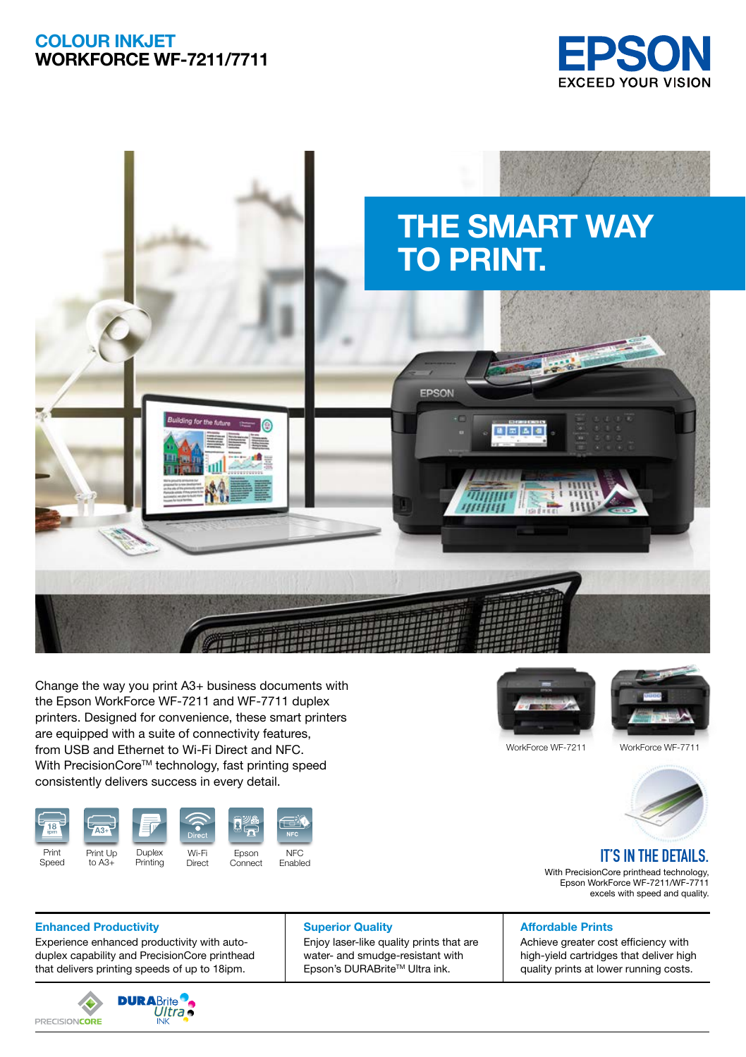# COLOUR INKJET
# WORKFORCE WF-7211/7711

EPSON
EXCEED YOUR VISION

## THE SMART WAY TO PRINT.

Change the way you print A3+ business documents with the Epson WorkForce WF-7211 and WF-7711 duplex printers. Designed for convenience, these smart printers are equipped with a suite of connectivity features, from USB and Ethernet to Wi-Fi Direct and NFC. With PrecisionCore™ technology, fast printing speed consistently delivers success in every detail.

WorkForce WF-7211 | WorkForce WF-7711

- Print Speed
- Print Up to A3+
- Duplex Printing
- Wi-Fi Direct
- Epson Connect
- NFC Enabled

## IT'S IN THE DETAILS.

With PrecisionCore printhead technology, Epson WorkForce WF-7211/WF-7711 excels with speed and quality.

### Enhanced Productivity

Experience enhanced productivity with auto-duplex capability and PrecisionCore printhead that delivers printing speeds of up to 18ipm.

### Superior Quality

Enjoy laser-like quality prints that are water- and smudge-resistant with Epson's DURABrite™ Ultra ink.

### Affordable Prints

Achieve greater cost efficiency with high-yield cartridges that deliver high quality prints at lower running costs.

PRECISIONCORE | DURABrite Ultra INK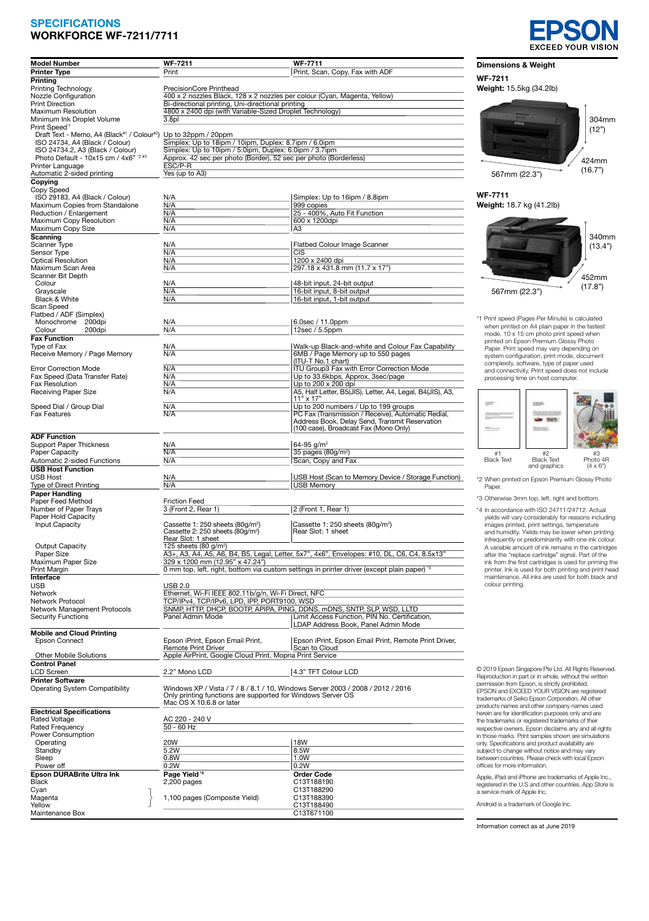# SPECIFICATIONS
## WORKFORCE WF-7211/7711

EPSON
EXCEED YOUR VISION

| Model Number | WF-7211 | WF-7711 |
|---|---|---|
| **Printer Type** | Print | Print, Scan, Copy, Fax with ADF |
| **Printing** | | |
| Printing Technology | PrecisionCore Printhead | |
| Nozzle Configuration | 400 x 2 nozzles Black, 128 x 2 nozzles per colour (Cyan, Magenta, Yellow) | |
| Print Direction | Bi-directional printing, Uni-directional printing | |
| Maximum Resolution | 4800 x 2400 dpi (with Variable-Sized Droplet Technology) | |
| Minimum Ink Droplet Volume | 3.8pl | |
| Print Speed*1 | | |
| Draft Text - Memo, A4 (Black#1 / Colour#2) | Up to 32ppm / 20ppm | |
| ISO 24734, A4 (Black / Colour) | Simplex: Up to 18ipm / 10ipm, Duplex: 8.7ipm / 6.0ipm | |
| ISO 24734.2, A3 (Black / Colour) | Simplex: Up to 10ipm / 5.0ipm, Duplex: 6.0ipm / 3.7ipm | |
| Photo Default - 10x15 cm / 4x6" *2 #3 | Approx. 42 sec per photo (Border), 52 sec per photo (Borderless) | |
| Printer Language | ESC/P-R | |
| Automatic 2-sided printing | Yes (up to A3) | |
| **Copying** | | |
| Copy Speed | | |
| ISO 29183, A4 (Black / Colour) | N/A | Simplex: Up to 16ipm / 8.8ipm |
| Maximum Copies from Standalone | N/A | 999 copies |
| Reduction / Enlargement | N/A | 25 - 400%, Auto Fit Function |
| Maximum Copy Resolution | N/A | 600 x 1200dpi |
| Maximum Copy Size | N/A | A3 |
| **Scanning** | | |
| Scanner Type | N/A | Flatbed Colour Image Scanner |
| Sensor Type | N/A | CIS |
| Optical Resolution | N/A | 1200 x 2400 dpi |
| Maximum Scan Area | N/A | 297.18 x 431.8 mm (11.7 x 17") |
| Scanner Bit Depth | | |
| Colour | N/A | 48-bit input, 24-bit output |
| Grayscale | N/A | 16-bit input, 8-bit output |
| Black & White | N/A | 16-bit input, 1-bit output |
| Scan Speed | | |
| Flatbed / ADF (Simplex) | | |
| Monochrome 200dpi | N/A | 6.0sec / 11.0ppm |
| Colour 200dpi | N/A | 12sec / 5.5ppm |
| **Fax Function** | | |
| Type of Fax | N/A | Walk-up Black-and-white and Colour Fax Capability |
| Receive Memory / Page Memory | N/A | 6MB / Page Memory up to 550 pages (ITU-T No.1 chart) |
| Error Correction Mode | N/A | ITU Group3 Fax with Error Correction Mode |
| Fax Speed (Data Transfer Rate) | N/A | Up to 33.6kbps, Approx. 3sec/page |
| Fax Resolution | N/A | Up to 200 x 200 dpi |
| Receiving Paper Size | N/A | A5, Half Letter, B5(JIS), Letter, A4, Legal, B4(JIS), A3, 11" x 17" |
| Speed Dial / Group Dial | N/A | Up to 200 numbers / Up to 199 groups |
| Fax Features | N/A | PC Fax (Transmission / Receive), Automatic Redial, Address Book, Delay Send, Transmit Reservation (100 case), Broadcast Fax (Mono Only) |
| **ADF Function** | | |
| Support Paper Thickness | N/A | 64-95 g/m² |
| Paper Capacity | N/A | 35 pages (80g/m²) |
| Automatic 2-sided Functions | N/A | Scan, Copy and Fax |
| **USB Host Function** | | |
| USB Host | N/A | USB Host (Scan to Memory Device / Storage Function) |
| Type of Direct Printing | N/A | USB Memory |
| **Paper Handling** | | |
| Paper Feed Method | Friction Feed | |
| Number of Paper Trays | 3 (Front 2, Rear 1) | 2 (Front 1, Rear 1) |
| Paper Hold Capacity | | |
| Input Capacity | Cassette 1: 250 sheets (80g/m²) Cassette 2: 250 sheets (80g/m²) Rear Slot: 1 sheet | Cassette 1: 250 sheets (80g/m²) Rear Slot: 1 sheet |
| Output Capacity | 125 sheets (80 g/m²) | |
| Paper Size | A3+, A3, A4, A5, A6, B4, B5, Legal, Letter, 5x7", 4x6", Envelopes: #10, DL, C6, C4, 8.5x13" | |
| Maximum Paper Size | 329 x 1200 mm (12.95" x 47.24") | |
| Print Margin | 0 mm top, left, right, bottom via custom settings in printer driver (except plain paper) *3 | |
| **Interface** | | |
| USB | USB 2.0 | |
| Network | Ethernet, Wi-Fi IEEE 802.11b/g/n, Wi-Fi Direct, NFC | |
| Network Protocol | TCP/IPv4, TCP/IPv6, LPD, IPP, PORT9100, WSD | |
| Network Management Protocols | SNMP, HTTP, DHCP, BOOTP, APIPA, PING, DDNS, mDNS, SNTP, SLP, WSD, LLTD | |
| Security Functions | Panel Admin Mode | Limit Access Function, PIN No. Certification, LDAP Address Book, Panel Admin Mode |
| **Mobile and Cloud Printing** | | |
| Epson Connect | Epson iPrint, Epson Email Print, Remote Print Driver | Epson iPrint, Epson Email Print, Remote Print Driver, Scan to Cloud |
| Other Mobile Solutions | Apple AirPrint, Google Cloud Print, Mopria Print Service | |
| **Control Panel** | | |
| LCD Screen | 2.2" Mono LCD | 4.3" TFT Colour LCD |
| **Printer Software** | | |
| Operating System Compatibility | Windows XP / Vista / 7 / 8 / 8.1 / 10, Windows Server 2003 / 2008 / 2012 / 2016 Only printing functions are supported for Windows Server OS Mac OS X 10.6.8 or later | |
| **Electrical Specifications** | | |
| Rated Voltage | AC 220 - 240 V | |
| Rated Frequency | 50 - 60 Hz | |
| Power Consumption | | |
| Operating | 20W | 18W |
| Standby | 5.2W | 8.5W |
| Sleep | 0.8W | 1.0W |
| Power off | 0.2W | 0.2W |
| **Epson DURABrite Ultra Ink** | **Page Yield *4** | **Order Code** |
| Black | 2,200 pages | C13T188190 |
| Cyan | 1,100 pages (Composite Yield) | C13T188290 |
| Magenta | 1,100 pages (Composite Yield) | C13T188390 |
| Yellow | 1,100 pages (Composite Yield) | C13T188490 |
| Maintenance Box | | C13T671100 |

## Dimensions & Weight

**WF-7211**
**Weight:** 15.5kg (34.2lb)

304mm (12")
424mm (16.7")
567mm (22.3")

**WF-7711**
**Weight:** 18.7 kg (41.2lb)

340mm (13.4")
452mm (17.8")
567mm (22.3")

*1 Print speed (Pages Per Minute) is calculated when printed on A4 plain paper in the fastest mode, 10 x 15 cm photo print speed when printed on Epson Premium Glossy Photo Paper. Print speed may vary depending on system configuration, print mode, document complexity, software, type of paper used and connectivity. Print speed does not include processing time on host computer.

#1 Black Text
#2 Black Text and graphics
#3 Photo 4R (4 x 6")

*2 When printed on Epson Premium Glossy Photo Paper.

*3 Otherwise 3mm top, left, right and bottom.

*4 In accordance with ISO 24711/24712. Actual yields will vary considerably for reasons including images printed, print settings, temperature and humidity. Yields may be lower when printing infrequently or predominantly with one ink colour. A variable amount of ink remains in the cartridges after the "replace cartridge" signal. Part of the ink from the first cartridges is used for priming the printer. Ink is used for both printing and print head maintenance. All inks are used for both black and colour printing.

© 2019 Epson Singapore Pte Ltd. All Rights Reserved. Reproduction in part or in whole, without the written permission from Epson, is strictly prohibited. EPSON and EXCEED YOUR VISION are registered trademarks of Seiko Epson Corporation. All other products names and other company names used herein are for identification purposes only and are the trademarks or registered trademarks of their respective owners. Epson disclaims any and all rights in those marks. Print samples shown are simulations only. Specifications and product availability are subject to change without notice and may vary between countries. Please check with local Epson offices for more information.

Apple, iPad and iPhone are trademarks of Apple Inc., registered in the U.S and other countries. App Store is a service mark of Apple Inc.

Android is a trademark of Google Inc.

Information correct as at June 2019